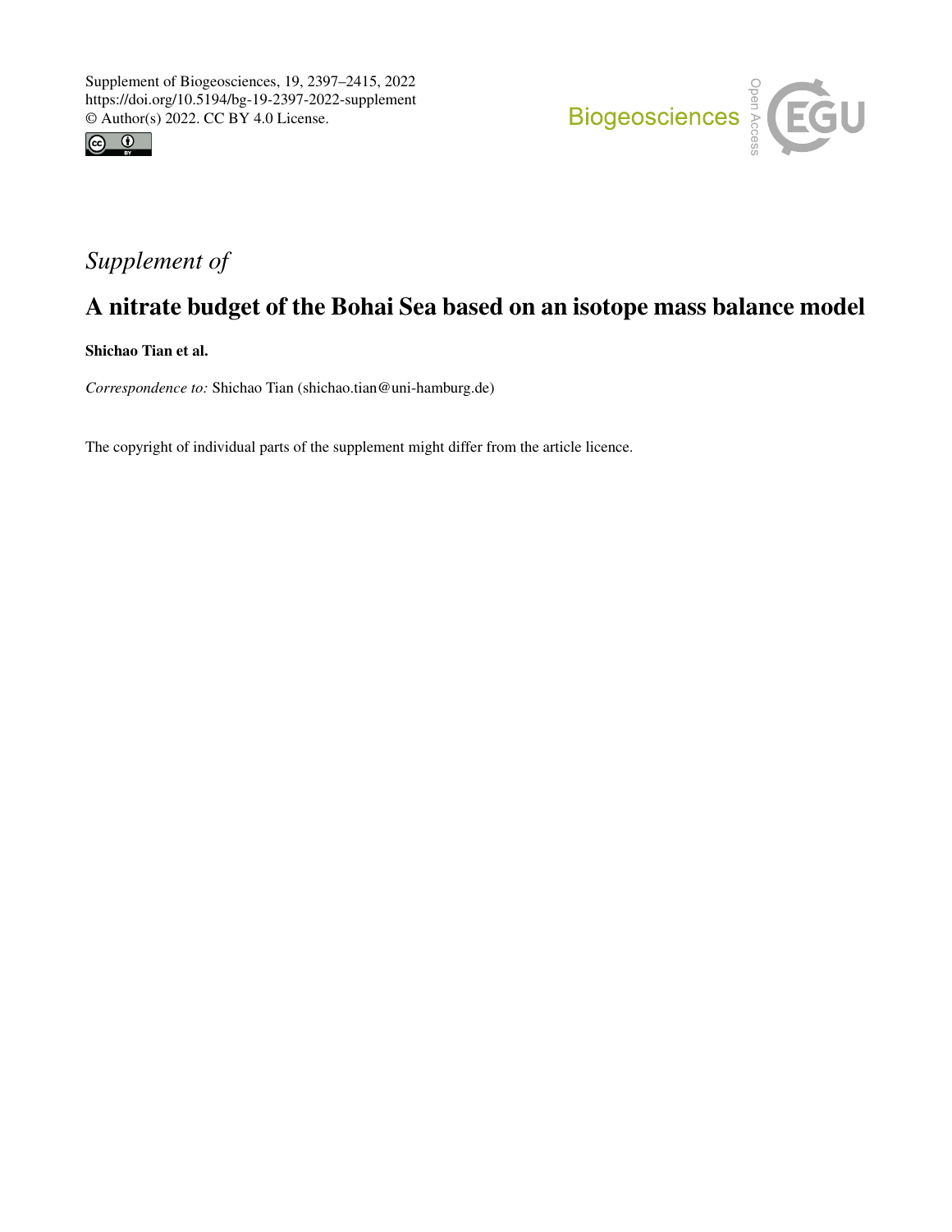Supplement of Biogeosciences, 19, 2397–2415, 2022
https://doi.org/10.5194/bg-19-2397-2022-supplement
© Author(s) 2022. CC BY 4.0 License.

*Supplement of*

# A nitrate budget of the Bohai Sea based on an isotope mass balance model

**Shichao Tian et al.**

*Correspondence to:* Shichao Tian (shichao.tian@uni-hamburg.de)

The copyright of individual parts of the supplement might differ from the article licence.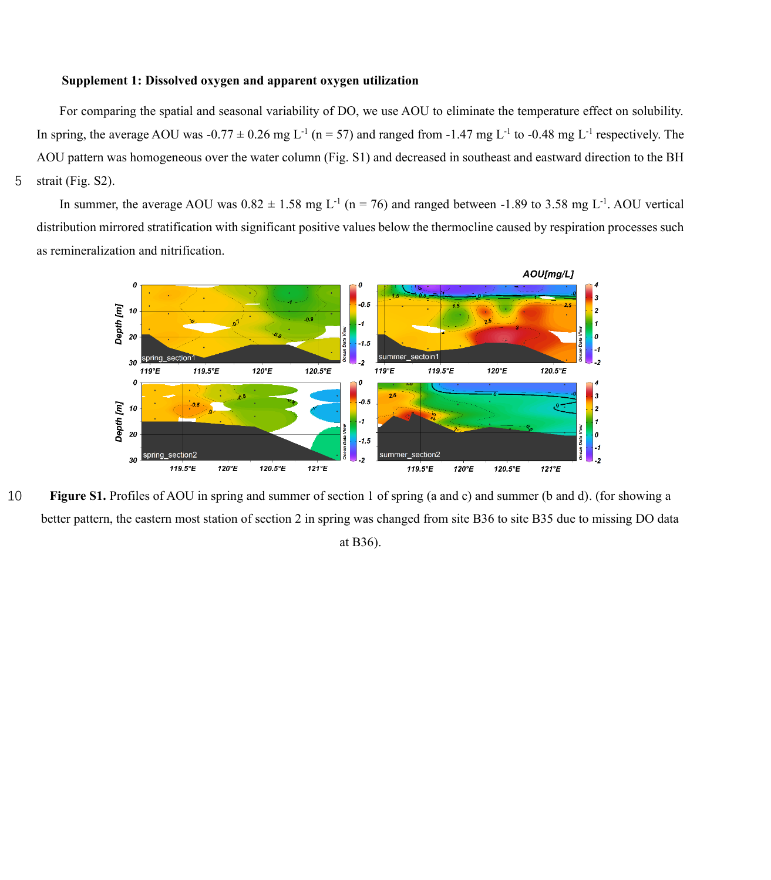**Supplement 1: Dissolved oxygen and apparent oxygen utilization**

For comparing the spatial and seasonal variability of DO, we use AOU to eliminate the temperature effect on solubility. In spring, the average AOU was -0.77 ± 0.26 mg $L^{-1}$ (n = 57) and ranged from -1.47 mg $L^{-1}$ to -0.48 mg $L^{-1}$ respectively. The AOU pattern was homogeneous over the water column (Fig. S1) and decreased in southeast and eastward direction to the BH strait (Fig. S2).

In summer, the average AOU was 0.82 ± 1.58 mg $L^{-1}$ (n = 76) and ranged between -1.89 to 3.58 mg $L^{-1}$. AOU vertical distribution mirrored stratification with significant positive values below the thermocline caused by respiration processes such as remineralization and nitrification.

**Figure S1.** Profiles of AOU in spring and summer of section 1 of spring (a and c) and summer (b and d). (for showing a better pattern, the eastern most station of section 2 in spring was changed from site B36 to site B35 due to missing DO data at B36).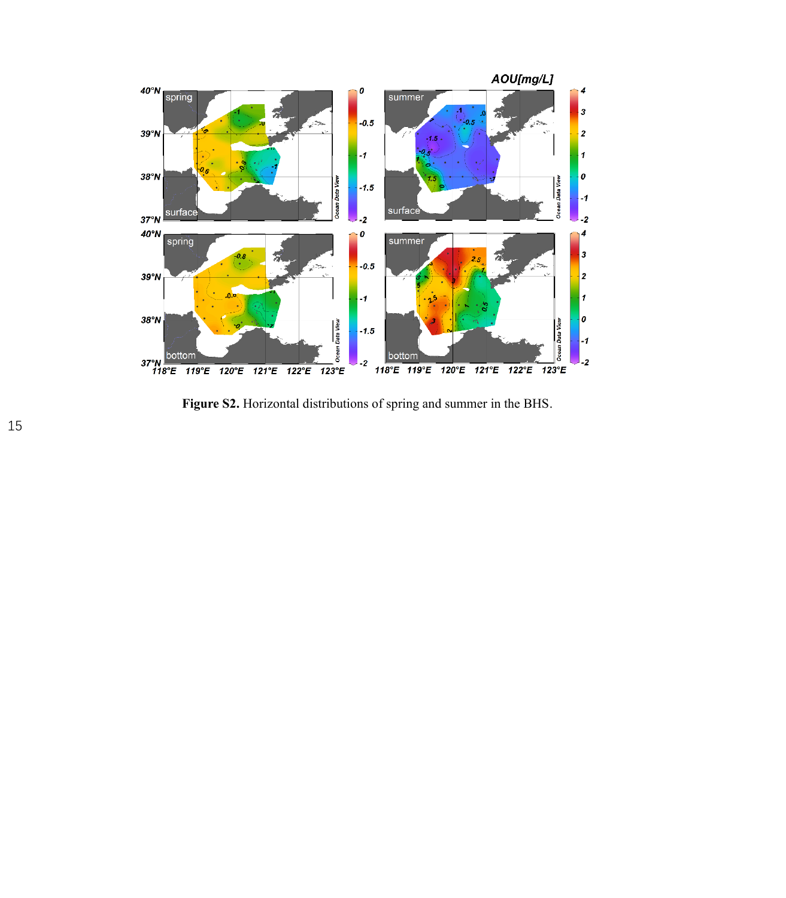**Figure S2.** Horizontal distributions of spring and summer in the BHS.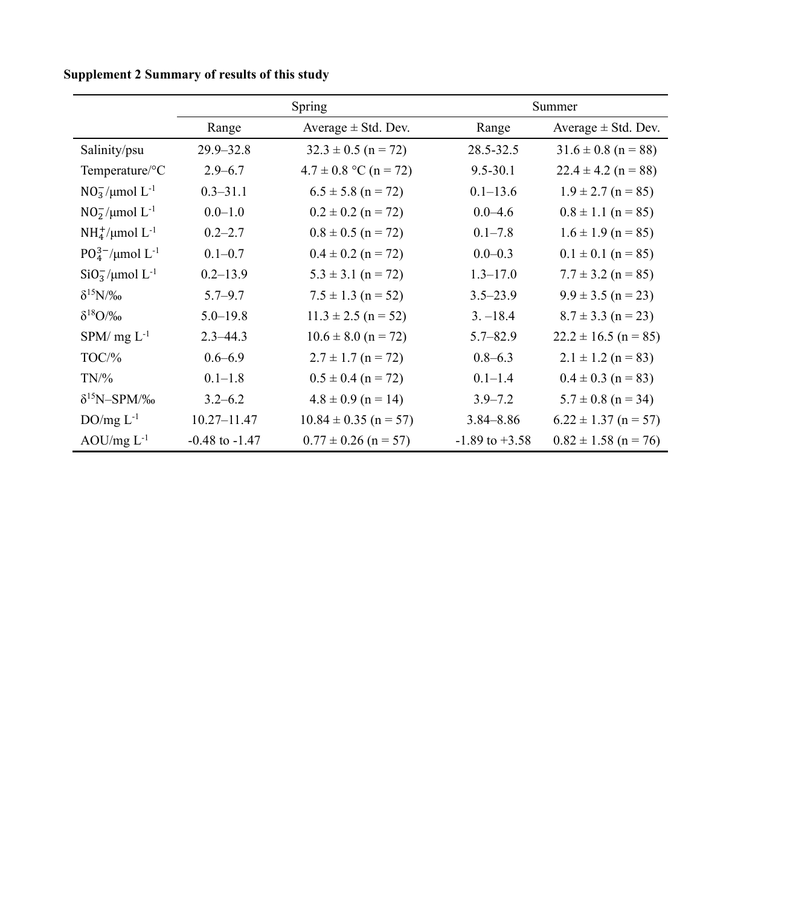**Supplement 2 Summary of results of this study**

| | Spring | | Summer | |
|---|---|---|---|---|
| | Range | Average ± Std. Dev. | Range | Average ± Std. Dev. |
| Salinity/psu | 29.9–32.8 | 32.3 ± 0.5 (n = 72) | 28.5-32.5 | 31.6 ± 0.8 (n = 88) |
| Temperature/°C | 2.9–6.7 | 4.7 ± 0.8 °C (n = 72) | 9.5-30.1 | 22.4 ± 4.2 (n = 88) |
| $NO_3^-$/μmol L$^{-1}$ | 0.3–31.1 | 6.5 ± 5.8 (n = 72) | 0.1–13.6 | 1.9 ± 2.7 (n = 85) |
| $NO_2^-$/μmol L$^{-1}$ | 0.0–1.0 | 0.2 ± 0.2 (n = 72) | 0.0–4.6 | 0.8 ± 1.1 (n = 85) |
| $NH_4^+$/μmol L$^{-1}$ | 0.2–2.7 | 0.8 ± 0.5 (n = 72) | 0.1–7.8 | 1.6 ± 1.9 (n = 85) |
| $PO_4^{3-}$/μmol L$^{-1}$ | 0.1–0.7 | 0.4 ± 0.2 (n = 72) | 0.0–0.3 | 0.1 ± 0.1 (n = 85) |
| $SiO_3^-$/μmol L$^{-1}$ | 0.2–13.9 | 5.3 ± 3.1 (n = 72) | 1.3–17.0 | 7.7 ± 3.2 (n = 85) |
| $\delta^{15}N$/‰ | 5.7–9.7 | 7.5 ± 1.3 (n = 52) | 3.5–23.9 | 9.9 ± 3.5 (n = 23) |
| $\delta^{18}O$/‰ | 5.0–19.8 | 11.3 ± 2.5 (n = 52) | 3. –18.4 | 8.7 ± 3.3 (n = 23) |
| SPM/ mg L$^{-1}$ | 2.3–44.3 | 10.6 ± 8.0 (n = 72) | 5.7–82.9 | 22.2 ± 16.5 (n = 85) |
| TOC/% | 0.6–6.9 | 2.7 ± 1.7 (n = 72) | 0.8–6.3 | 2.1 ± 1.2 (n = 83) |
| TN/% | 0.1–1.8 | 0.5 ± 0.4 (n = 72) | 0.1–1.4 | 0.4 ± 0.3 (n = 83) |
| $\delta^{15}N$–SPM/‰ | 3.2–6.2 | 4.8 ± 0.9 (n = 14) | 3.9–7.2 | 5.7 ± 0.8 (n = 34) |
| DO/mg L$^{-1}$ | 10.27–11.47 | 10.84 ± 0.35 (n = 57) | 3.84–8.86 | 6.22 ± 1.37 (n = 57) |
| AOU/mg L$^{-1}$ | -0.48 to -1.47 | 0.77 ± 0.26 (n = 57) | -1.89 to +3.58 | 0.82 ± 1.58 (n = 76) |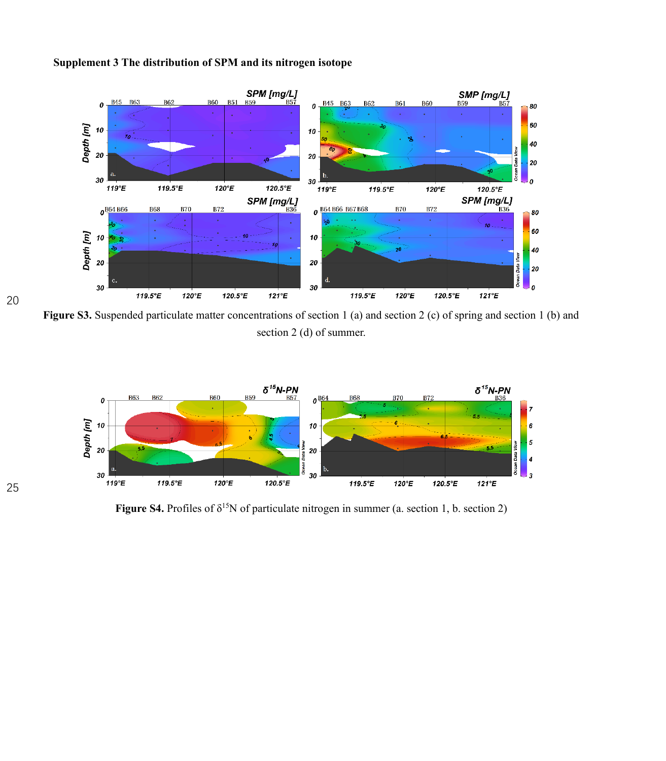**Supplement 3 The distribution of SPM and its nitrogen isotope**

**Figure S3.** Suspended particulate matter concentrations of section 1 (a) and section 2 (c) of spring and section 1 (b) and section 2 (d) of summer.

**Figure S4.** Profiles of $\delta^{15}N$ of particulate nitrogen in summer (a. section 1, b. section 2)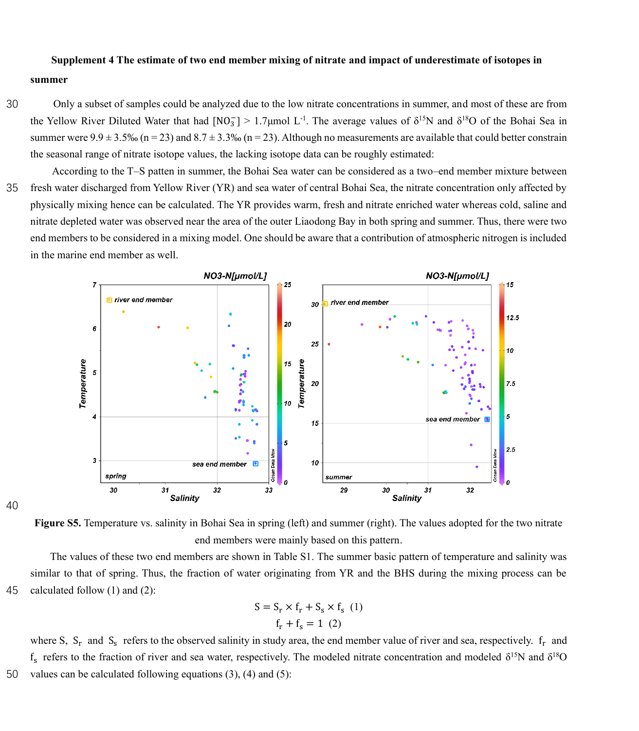**Supplement 4 The estimate of two end member mixing of nitrate and impact of underestimate of isotopes in summer**

Only a subset of samples could be analyzed due to the low nitrate concentrations in summer, and most of these are from the Yellow River Diluted Water that had $[NO_3^-] > 1.7 \mu mol\ L^{-1}$. The average values of $\delta^{15}N$ and $\delta^{18}O$ of the Bohai Sea in summer were 9.9 ± 3.5‰ (n = 23) and 8.7 ± 3.3‰ (n = 23). Although no measurements are available that could better constrain the seasonal range of nitrate isotope values, the lacking isotope data can be roughly estimated:

According to the T–S patten in summer, the Bohai Sea water can be considered as a two–end member mixture between fresh water discharged from Yellow River (YR) and sea water of central Bohai Sea, the nitrate concentration only affected by physically mixing hence can be calculated. The YR provides warm, fresh and nitrate enriched water whereas cold, saline and nitrate depleted water was observed near the area of the outer Liaodong Bay in both spring and summer. Thus, there were two end members to be considered in a mixing model. One should be aware that a contribution of atmospheric nitrogen is included in the marine end member as well.

**Figure S5.** Temperature vs. salinity in Bohai Sea in spring (left) and summer (right). The values adopted for the two nitrate end members were mainly based on this pattern.

The values of these two end members are shown in Table S1. The summer basic pattern of temperature and salinity was similar to that of spring. Thus, the fraction of water originating from YR and the BHS during the mixing process can be calculated follow (1) and (2):

$$S = S_r \times f_r + S_s \times f_s \quad (1)$$

$$f_r + f_s = 1 \quad (2)$$

where S, $S_r$ and $S_s$ refers to the observed salinity in study area, the end member value of river and sea, respectively. $f_r$ and $f_s$ refers to the fraction of river and sea water, respectively. The modeled nitrate concentration and modeled $\delta^{15}N$ and $\delta^{18}O$ values can be calculated following equations (3), (4) and (5):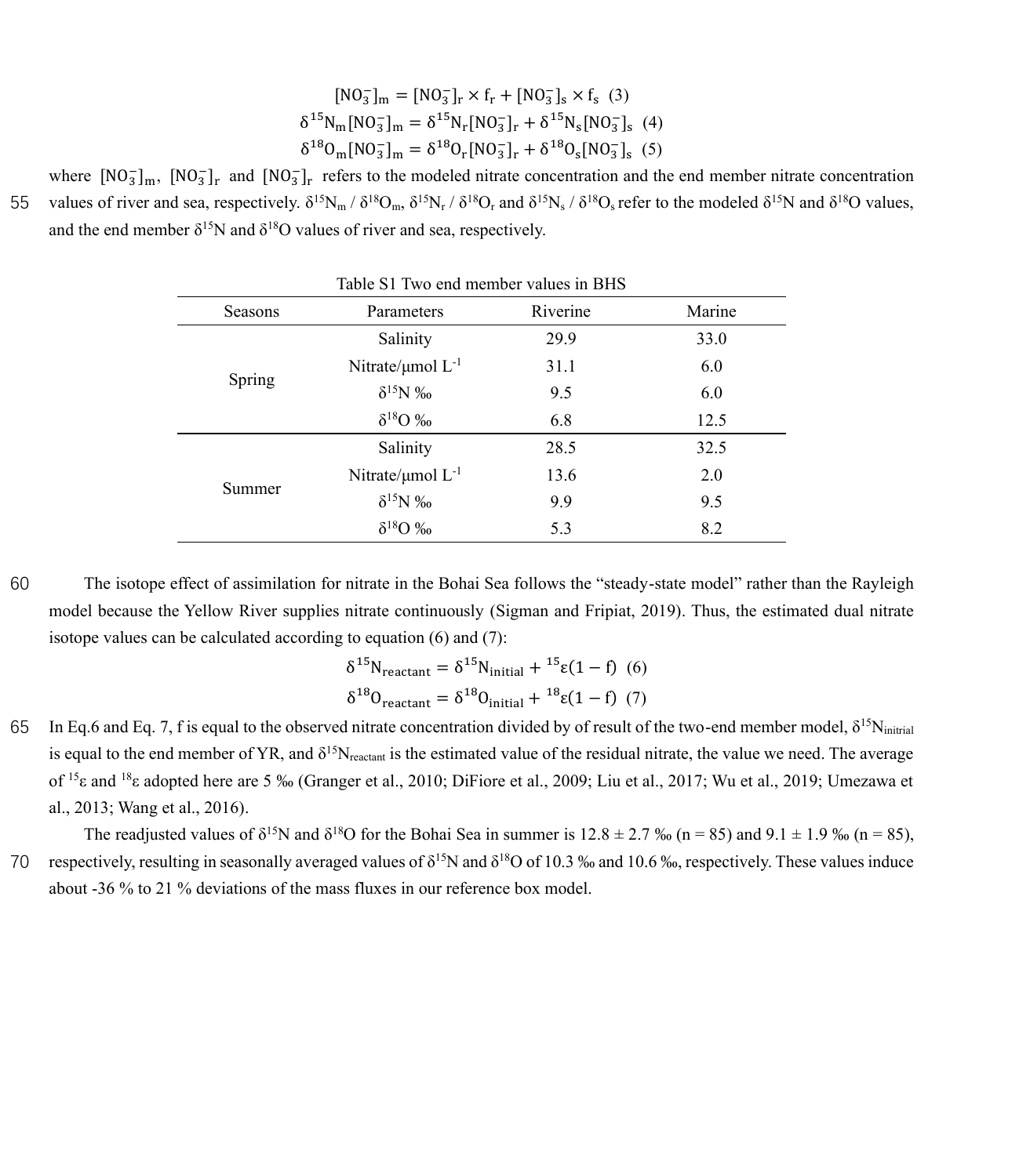$$[NO_3^-]_m = [NO_3^-]_r \times f_r + [NO_3^-]_s \times f_s \quad (3)$$

$$\delta^{15}N_m[NO_3^-]_m = \delta^{15}N_r[NO_3^-]_r + \delta^{15}N_s[NO_3^-]_s \quad (4)$$

$$\delta^{18}O_m[NO_3^-]_m = \delta^{18}O_r[NO_3^-]_r + \delta^{18}O_s[NO_3^-]_s \quad (5)$$

where $[NO_3^-]_m$, $[NO_3^-]_r$ and $[NO_3^-]_r$ refers to the modeled nitrate concentration and the end member nitrate concentration values of river and sea, respectively. $\delta^{15}N_m$ / $\delta^{18}O_m$, $\delta^{15}N_r$ / $\delta^{18}O_r$ and $\delta^{15}N_s$ / $\delta^{18}O_s$ refer to the modeled $\delta^{15}N$ and $\delta^{18}O$ values, and the end member $\delta^{15}N$ and $\delta^{18}O$ values of river and sea, respectively.

Table S1 Two end member values in BHS

| Seasons | Parameters | Riverine | Marine |
|---|---|---|---|
| Spring | Salinity | 29.9 | 33.0 |
| | Nitrate/μmol $L^{-1}$ | 31.1 | 6.0 |
| | $\delta^{15}N$ ‰ | 9.5 | 6.0 |
| | $\delta^{18}O$ ‰ | 6.8 | 12.5 |
| Summer | Salinity | 28.5 | 32.5 |
| | Nitrate/μmol $L^{-1}$ | 13.6 | 2.0 |
| | $\delta^{15}N$ ‰ | 9.9 | 9.5 |
| | $\delta^{18}O$ ‰ | 5.3 | 8.2 |

The isotope effect of assimilation for nitrate in the Bohai Sea follows the "steady-state model" rather than the Rayleigh model because the Yellow River supplies nitrate continuously (Sigman and Fripiat, 2019). Thus, the estimated dual nitrate isotope values can be calculated according to equation (6) and (7):

$$\delta^{15}N_{reactant} = \delta^{15}N_{initial} + {}^{15}\varepsilon(1-f) \quad (6)$$

$$\delta^{18}O_{reactant} = \delta^{18}O_{initial} + {}^{18}\varepsilon(1-f) \quad (7)$$

In Eq.6 and Eq. 7, f is equal to the observed nitrate concentration divided by of result of the two-end member model, $\delta^{15}N_{initrial}$ is equal to the end member of YR, and $\delta^{15}N_{reactant}$ is the estimated value of the residual nitrate, the value we need. The average of ${}^{15}\varepsilon$ and ${}^{18}\varepsilon$ adopted here are 5 ‰ (Granger et al., 2010; DiFiore et al., 2009; Liu et al., 2017; Wu et al., 2019; Umezawa et al., 2013; Wang et al., 2016).

The readjusted values of $\delta^{15}N$ and $\delta^{18}O$ for the Bohai Sea in summer is 12.8 ± 2.7 ‰ (n = 85) and 9.1 ± 1.9 ‰ (n = 85), respectively, resulting in seasonally averaged values of $\delta^{15}N$ and $\delta^{18}O$ of 10.3 ‰ and 10.6 ‰, respectively. These values induce about -36 % to 21 % deviations of the mass fluxes in our reference box model.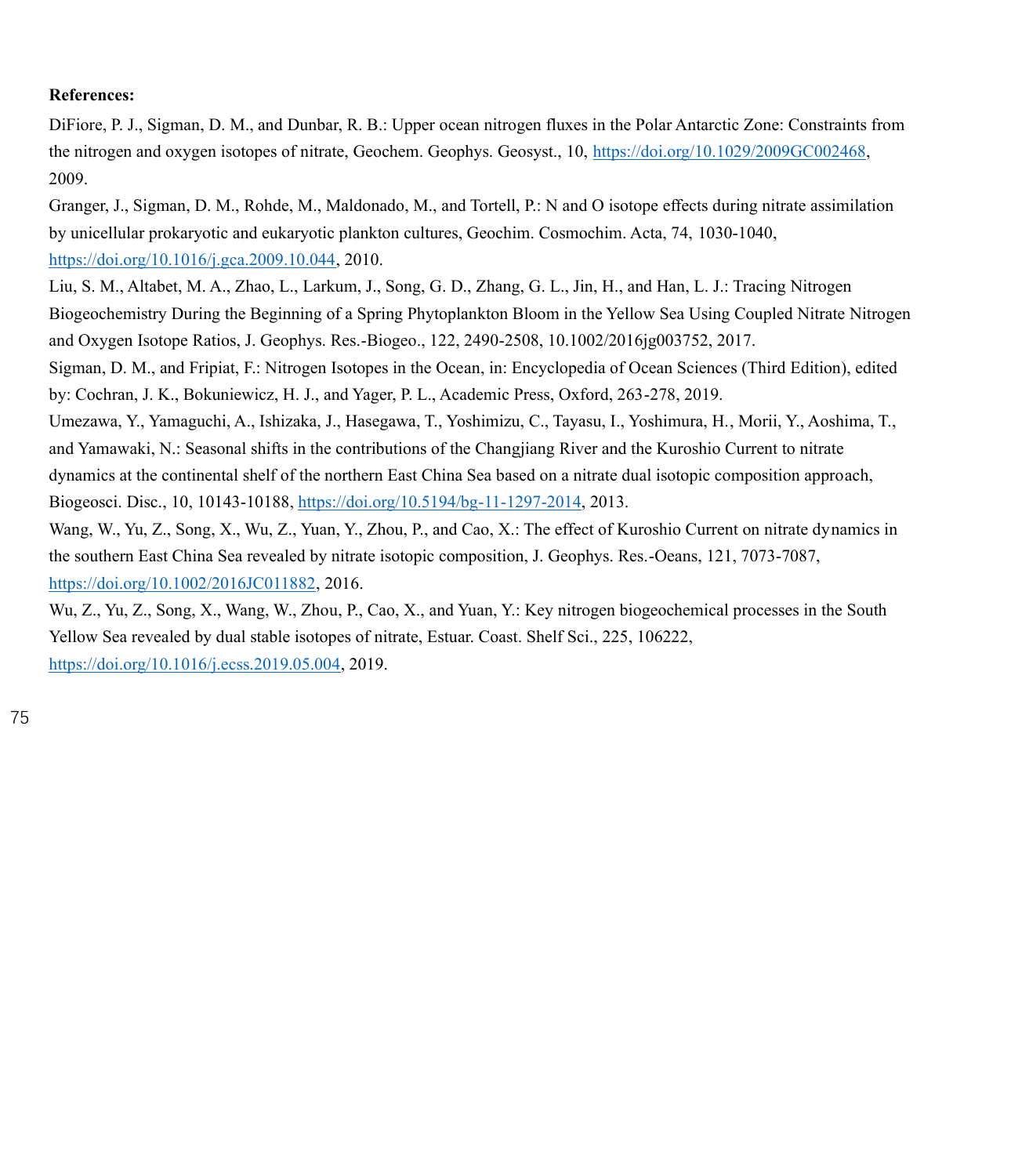**References:**

DiFiore, P. J., Sigman, D. M., and Dunbar, R. B.: Upper ocean nitrogen fluxes in the Polar Antarctic Zone: Constraints from the nitrogen and oxygen isotopes of nitrate, Geochem. Geophys. Geosyst., 10, https://doi.org/10.1029/2009GC002468, 2009.

Granger, J., Sigman, D. M., Rohde, M., Maldonado, M., and Tortell, P.: N and O isotope effects during nitrate assimilation by unicellular prokaryotic and eukaryotic plankton cultures, Geochim. Cosmochim. Acta, 74, 1030-1040, https://doi.org/10.1016/j.gca.2009.10.044, 2010.

Liu, S. M., Altabet, M. A., Zhao, L., Larkum, J., Song, G. D., Zhang, G. L., Jin, H., and Han, L. J.: Tracing Nitrogen Biogeochemistry During the Beginning of a Spring Phytoplankton Bloom in the Yellow Sea Using Coupled Nitrate Nitrogen and Oxygen Isotope Ratios, J. Geophys. Res.-Biogeo., 122, 2490-2508, 10.1002/2016jg003752, 2017.

Sigman, D. M., and Fripiat, F.: Nitrogen Isotopes in the Ocean, in: Encyclopedia of Ocean Sciences (Third Edition), edited by: Cochran, J. K., Bokuniewicz, H. J., and Yager, P. L., Academic Press, Oxford, 263-278, 2019.

Umezawa, Y., Yamaguchi, A., Ishizaka, J., Hasegawa, T., Yoshimizu, C., Tayasu, I., Yoshimura, H., Morii, Y., Aoshima, T., and Yamawaki, N.: Seasonal shifts in the contributions of the Changjiang River and the Kuroshio Current to nitrate dynamics at the continental shelf of the northern East China Sea based on a nitrate dual isotopic composition approach, Biogeosci. Disc., 10, 10143-10188, https://doi.org/10.5194/bg-11-1297-2014, 2013.

Wang, W., Yu, Z., Song, X., Wu, Z., Yuan, Y., Zhou, P., and Cao, X.: The effect of Kuroshio Current on nitrate dynamics in the southern East China Sea revealed by nitrate isotopic composition, J. Geophys. Res.-Oeans, 121, 7073-7087, https://doi.org/10.1002/2016JC011882, 2016.

Wu, Z., Yu, Z., Song, X., Wang, W., Zhou, P., Cao, X., and Yuan, Y.: Key nitrogen biogeochemical processes in the South Yellow Sea revealed by dual stable isotopes of nitrate, Estuar. Coast. Shelf Sci., 225, 106222, https://doi.org/10.1016/j.ecss.2019.05.004, 2019.